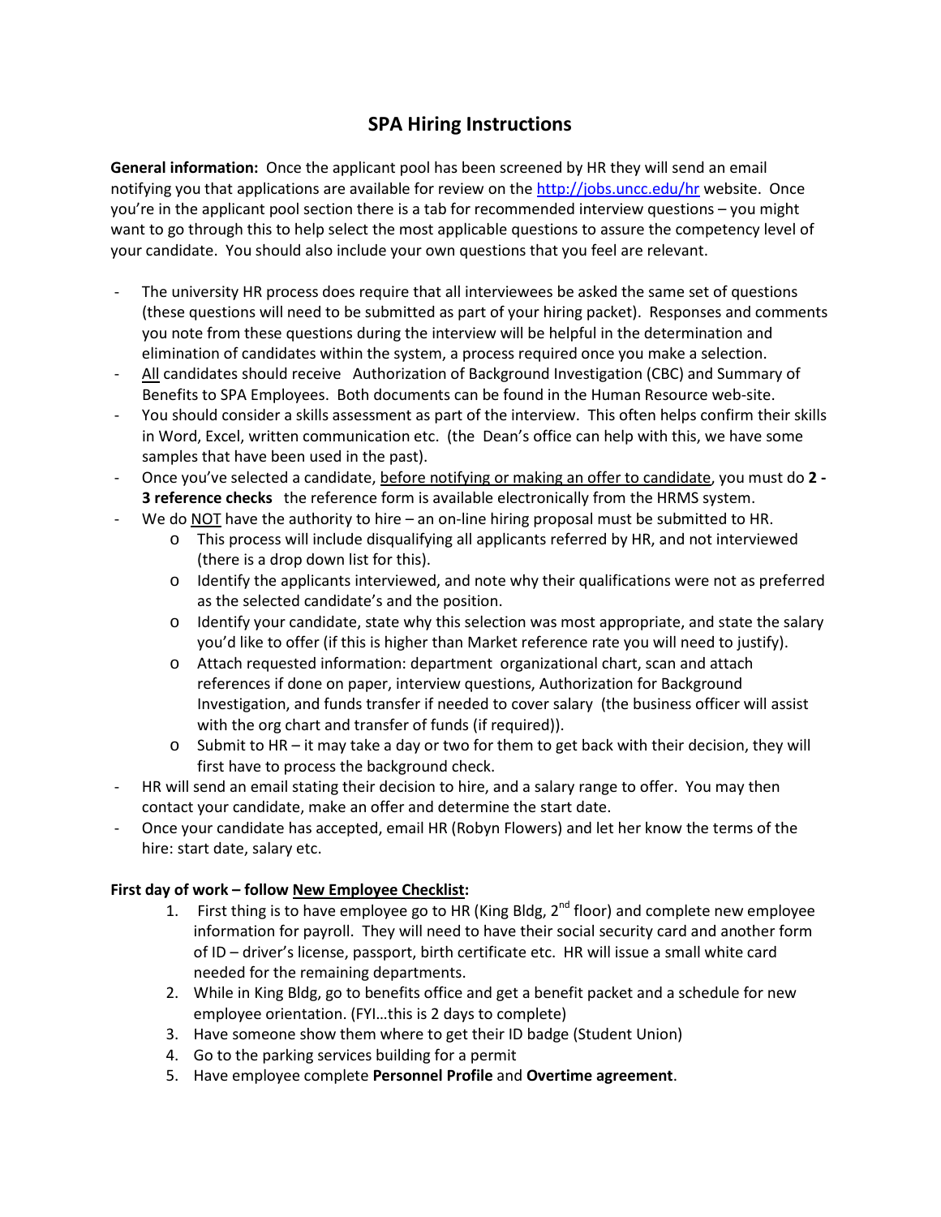# SPA Hiring Instructions

**General information:** Once the applicant pool has been screened by HR they will send an email notifying you that applications are available for review on the http://jobs.uncc.edu/hr website. Once you're in the applicant pool section there is a tab for recommended interview questions – you might want to go through this to help select the most applicable questions to assure the competency level of your candidate. You should also include your own questions that you feel are relevant.

- The university HR process does require that all interviewees be asked the same set of questions (these questions will need to be submitted as part of your hiring packet). Responses and comments you note from these questions during the interview will be helpful in the determination and elimination of candidates within the system, a process required once you make a selection.
- <u>All</u> candidates should receive Authorization of Background Investigation (CBC) and Summary of Benefits to SPA Employees. Both documents can be found in the Human Resource web-site.
- You should consider a skills assessment as part of the interview. This often helps confirm their skills in Word, Excel, written communication etc. (the Dean's office can help with this, we have some samples that have been used in the past).
- Once you've selected a candidate, <u>before notifying or making an offer to candidate</u>, you must do **2 - 3 reference checks** the reference form is available electronically from the HRMS system.
- We do <u>NOT</u> have the authority to hire – an on-line hiring proposal must be submitted to HR.
    - This process will include disqualifying all applicants referred by HR, and not interviewed (there is a drop down list for this).
    - Identify the applicants interviewed, and note why their qualifications were not as preferred as the selected candidate's and the position.
    - Identify your candidate, state why this selection was most appropriate, and state the salary you'd like to offer (if this is higher than Market reference rate you will need to justify).
    - Attach requested information: department organizational chart, scan and attach references if done on paper, interview questions, Authorization for Background Investigation, and funds transfer if needed to cover salary (the business officer will assist with the org chart and transfer of funds (if required)).
    - Submit to HR – it may take a day or two for them to get back with their decision, they will first have to process the background check.
- HR will send an email stating their decision to hire, and a salary range to offer. You may then contact your candidate, make an offer and determine the start date.
- Once your candidate has accepted, email HR (Robyn Flowers) and let her know the terms of the hire: start date, salary etc.

**First day of work – follow <u>New Employee Checklist</u>:**

1. First thing is to have employee go to HR (King Bldg, 2nd floor) and complete new employee information for payroll. They will need to have their social security card and another form of ID – driver's license, passport, birth certificate etc. HR will issue a small white card needed for the remaining departments.
2. While in King Bldg, go to benefits office and get a benefit packet and a schedule for new employee orientation. (FYI…this is 2 days to complete)
3. Have someone show them where to get their ID badge (Student Union)
4. Go to the parking services building for a permit
5. Have employee complete **Personnel Profile** and **Overtime agreement**.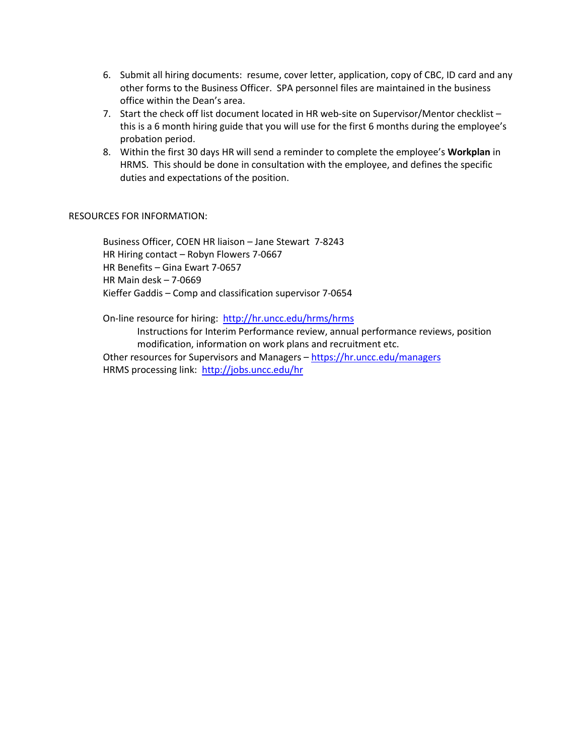6. Submit all hiring documents: resume, cover letter, application, copy of CBC, ID card and any other forms to the Business Officer. SPA personnel files are maintained in the business office within the Dean's area.
7. Start the check off list document located in HR web-site on Supervisor/Mentor checklist – this is a 6 month hiring guide that you will use for the first 6 months during the employee's probation period.
8. Within the first 30 days HR will send a reminder to complete the employee's **Workplan** in HRMS. This should be done in consultation with the employee, and defines the specific duties and expectations of the position.

RESOURCES FOR INFORMATION:

Business Officer, COEN HR liaison – Jane Stewart 7-8243
HR Hiring contact – Robyn Flowers 7-0667
HR Benefits – Gina Ewart 7-0657
HR Main desk – 7-0669
Kieffer Gaddis – Comp and classification supervisor 7-0654

On-line resource for hiring: http://hr.uncc.edu/hrms/hrms
Instructions for Interim Performance review, annual performance reviews, position modification, information on work plans and recruitment etc.
Other resources for Supervisors and Managers – https://hr.uncc.edu/managers
HRMS processing link: http://jobs.uncc.edu/hr